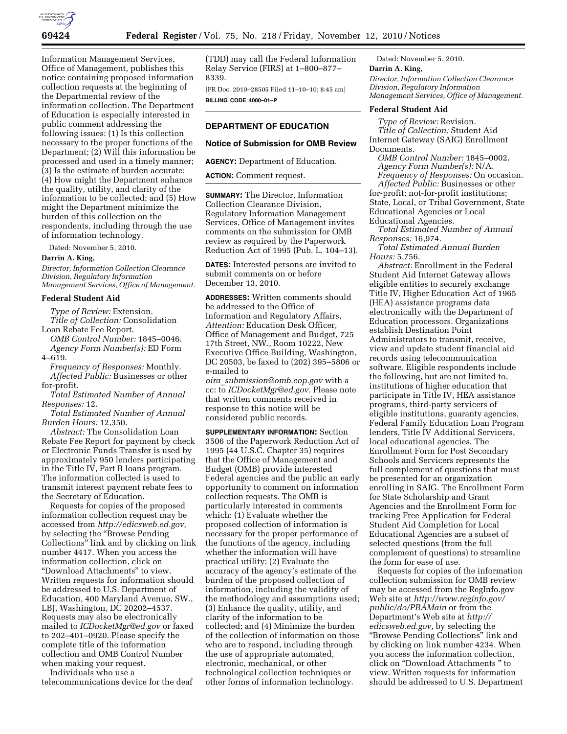Information Management Services, Office of Management, publishes this notice containing proposed information collection requests at the beginning of the Departmental review of the information collection. The Department of Education is especially interested in public comment addressing the following issues: (1) Is this collection necessary to the proper functions of the Department; (2) Will this information be processed and used in a timely manner; (3) Is the estimate of burden accurate; (4) How might the Department enhance the quality, utility, and clarity of the information to be collected; and (5) How might the Department minimize the burden of this collection on the respondents, including through the use of information technology.

Dated: November 5, 2010.

**Darrin A. King,**

*Director, Information Collection Clearance Division, Regulatory Information Management Services, Office of Management.*

### Federal Student Aid

*Type of Review:* Extension.

*Title of Collection:* Consolidation Loan Rebate Fee Report.

*OMB Control Number:* 1845–0046.

*Agency Form Number(s):* ED Form 4–619.

*Frequency of Responses:* Monthly.

*Affected Public:* Businesses or other for-profit.

*Total Estimated Number of Annual Responses:* 12.

*Total Estimated Number of Annual Burden Hours:* 12,350.

*Abstract:* The Consolidation Loan Rebate Fee Report for payment by check or Electronic Funds Transfer is used by approximately 950 lenders participating in the Title IV, Part B loans program. The information collected is used to transmit interest payment rebate fees to the Secretary of Education.

Requests for copies of the proposed information collection request may be accessed from *http://edicsweb.ed.gov,* by selecting the "Browse Pending Collections" link and by clicking on link number 4417. When you access the information collection, click on "Download Attachments" to view. Written requests for information should be addressed to U.S. Department of Education, 400 Maryland Avenue, SW., LBJ, Washington, DC 20202–4537. Requests may also be electronically mailed to *ICDocketMgr@ed.gov* or faxed to 202–401–0920. Please specify the complete title of the information collection and OMB Control Number when making your request.

Individuals who use a telecommunications device for the deaf (TDD) may call the Federal Information Relay Service (FIRS) at 1–800–877–8339.

[FR Doc. 2010–28505 Filed 11–10–10; 8:45 am]

**BILLING CODE 4000–01–P**

## DEPARTMENT OF EDUCATION

### Notice of Submission for OMB Review

**AGENCY:** Department of Education.

**ACTION:** Comment request.

**SUMMARY:** The Director, Information Collection Clearance Division, Regulatory Information Management Services, Office of Management invites comments on the submission for OMB review as required by the Paperwork Reduction Act of 1995 (Pub. L. 104–13).

**DATES:** Interested persons are invited to submit comments on or before December 13, 2010.

**ADDRESSES:** Written comments should be addressed to the Office of Information and Regulatory Affairs, *Attention:* Education Desk Officer, Office of Management and Budget, 725 17th Street, NW., Room 10222, New Executive Office Building, Washington, DC 20503, be faxed to (202) 395–5806 or e-mailed to *oira_submission@omb.eop.gov* with a cc: to *ICDocketMgr@ed.gov.* Please note that written comments received in response to this notice will be considered public records.

**SUPPLEMENTARY INFORMATION:** Section 3506 of the Paperwork Reduction Act of 1995 (44 U.S.C. Chapter 35) requires that the Office of Management and Budget (OMB) provide interested Federal agencies and the public an early opportunity to comment on information collection requests. The OMB is particularly interested in comments which: (1) Evaluate whether the proposed collection of information is necessary for the proper performance of the functions of the agency, including whether the information will have practical utility; (2) Evaluate the accuracy of the agency's estimate of the burden of the proposed collection of information, including the validity of the methodology and assumptions used; (3) Enhance the quality, utility, and clarity of the information to be collected; and (4) Minimize the burden of the collection of information on those who are to respond, including through the use of appropriate automated, electronic, mechanical, or other technological collection techniques or other forms of information technology.

Dated: November 5, 2010.

**Darrin A. King,**

*Director, Information Collection Clearance Division, Regulatory Information Management Services, Office of Management.*

### Federal Student Aid

*Type of Review:* Revision.

*Title of Collection:* Student Aid Internet Gateway (SAIG) Enrollment Documents.

*OMB Control Number:* 1845–0002.

*Agency Form Number(s):* N/A.

*Frequency of Responses:* On occasion.

*Affected Public:* Businesses or other for-profit; not-for-profit institutions; State, Local, or Tribal Government, State Educational Agencies or Local Educational Agencies.

*Total Estimated Number of Annual Responses:* 16,974.

*Total Estimated Annual Burden Hours:* 5,756.

*Abstract:* Enrollment in the Federal Student Aid Internet Gateway allows eligible entities to securely exchange Title IV, Higher Education Act of 1965 (HEA) assistance programs data electronically with the Department of Education processors. Organizations establish Destination Point Administrators to transmit, receive, view and update student financial aid records using telecommunication software. Eligible respondents include the following, but are not limited to, institutions of higher education that participate in Title IV, HEA assistance programs, third-party servicers of eligible institutions, guaranty agencies, Federal Family Education Loan Program lenders, Title IV Additional Servicers, local educational agencies. The Enrollment Form for Post Secondary Schools and Servicers represents the full complement of questions that must be presented for an organization enrolling in SAIG. The Enrollment Form for State Scholarship and Grant Agencies and the Enrollment Form for tracking Free Application for Federal Student Aid Completion for Local Educational Agencies are a subset of selected questions (from the full complement of questions) to streamline the form for ease of use.

Requests for copies of the information collection submission for OMB review may be accessed from the RegInfo.gov Web site at *http://www.reginfo.gov/public/do/PRAMain* or from the Department's Web site at *http://edicsweb.ed.gov,* by selecting the "Browse Pending Collections" link and by clicking on link number 4234. When you access the information collection, click on "Download Attachments " to view. Written requests for information should be addressed to U.S. Department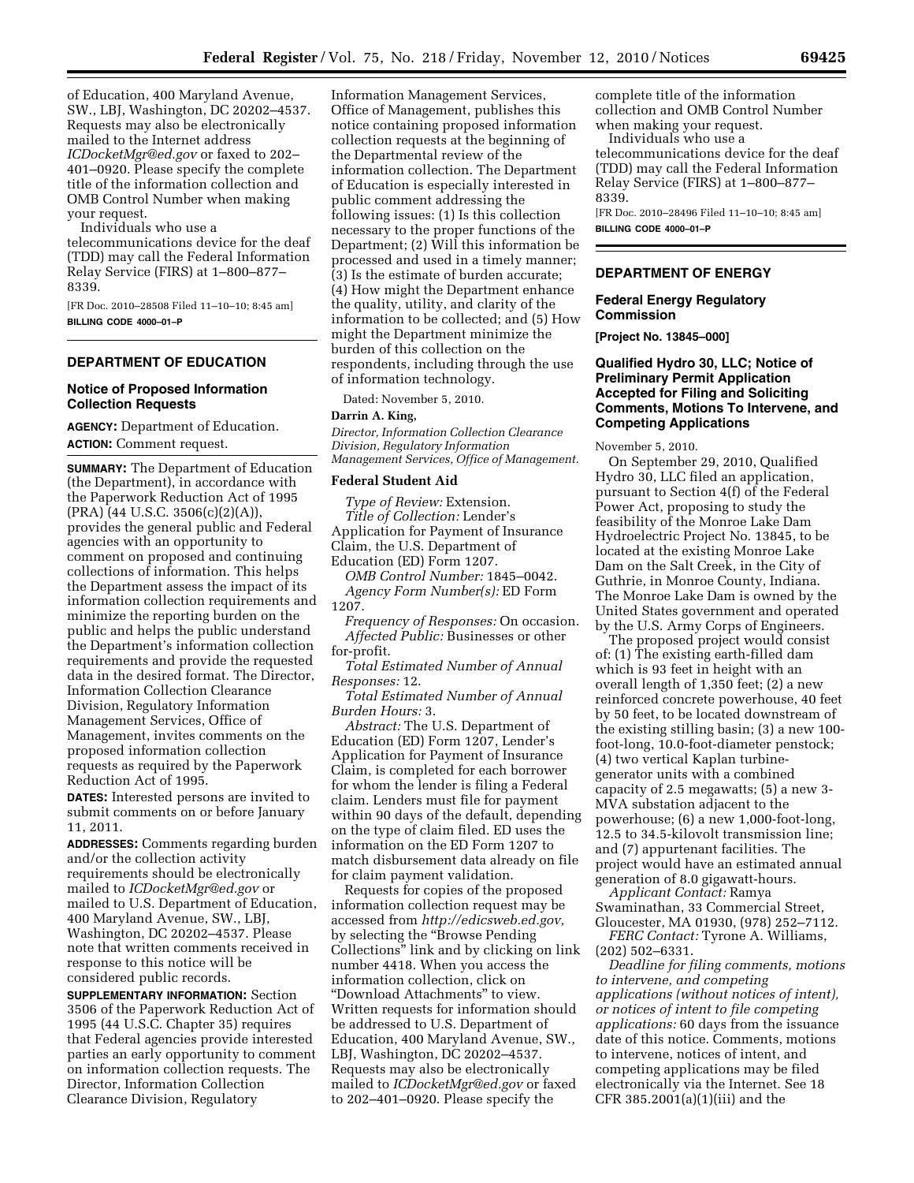of Education, 400 Maryland Avenue, SW., LBJ, Washington, DC 20202–4537. Requests may also be electronically mailed to the Internet address *ICDocketMgr@ed.gov* or faxed to 202–401–0920. Please specify the complete title of the information collection and OMB Control Number when making your request.

Individuals who use a telecommunications device for the deaf (TDD) may call the Federal Information Relay Service (FIRS) at 1–800–877–8339.

[FR Doc. 2010–28508 Filed 11–10–10; 8:45 am]

**BILLING CODE 4000–01–P**

---

## DEPARTMENT OF EDUCATION

### Notice of Proposed Information Collection Requests

**AGENCY:** Department of Education.

**ACTION:** Comment request.

**SUMMARY:** The Department of Education (the Department), in accordance with the Paperwork Reduction Act of 1995 (PRA) (44 U.S.C. 3506(c)(2)(A)), provides the general public and Federal agencies with an opportunity to comment on proposed and continuing collections of information. This helps the Department assess the impact of its information collection requirements and minimize the reporting burden on the public and helps the public understand the Department's information collection requirements and provide the requested data in the desired format. The Director, Information Collection Clearance Division, Regulatory Information Management Services, Office of Management, invites comments on the proposed information collection requests as required by the Paperwork Reduction Act of 1995.

**DATES:** Interested persons are invited to submit comments on or before January 11, 2011.

**ADDRESSES:** Comments regarding burden and/or the collection activity requirements should be electronically mailed to *ICDocketMgr@ed.gov* or mailed to U.S. Department of Education, 400 Maryland Avenue, SW., LBJ, Washington, DC 20202–4537. Please note that written comments received in response to this notice will be considered public records.

**SUPPLEMENTARY INFORMATION:** Section 3506 of the Paperwork Reduction Act of 1995 (44 U.S.C. Chapter 35) requires that Federal agencies provide interested parties an early opportunity to comment on information collection requests. The Director, Information Collection Clearance Division, Regulatory Information Management Services, Office of Management, publishes this notice containing proposed information collection requests at the beginning of the Departmental review of the information collection. The Department of Education is especially interested in public comment addressing the following issues: (1) Is this collection necessary to the proper functions of the Department; (2) Will this information be processed and used in a timely manner; (3) Is the estimate of burden accurate; (4) How might the Department enhance the quality, utility, and clarity of the information to be collected; and (5) How might the Department minimize the burden of this collection on the respondents, including through the use of information technology.

Dated: November 5, 2010.

**Darrin A. King,**

*Director, Information Collection Clearance Division, Regulatory Information Management Services, Office of Management.*

#### Federal Student Aid

*Type of Review:* Extension.

*Title of Collection:* Lender's Application for Payment of Insurance Claim, the U.S. Department of Education (ED) Form 1207.

*OMB Control Number:* 1845–0042.

*Agency Form Number(s):* ED Form 1207.

*Frequency of Responses:* On occasion.

*Affected Public:* Businesses or other for-profit.

*Total Estimated Number of Annual Responses:* 12.

*Total Estimated Number of Annual Burden Hours:* 3.

*Abstract:* The U.S. Department of Education (ED) Form 1207, Lender's Application for Payment of Insurance Claim, is completed for each borrower for whom the lender is filing a Federal claim. Lenders must file for payment within 90 days of the default, depending on the type of claim filed. ED uses the information on the ED Form 1207 to match disbursement data already on file for claim payment validation.

Requests for copies of the proposed information collection request may be accessed from *http://edicsweb.ed.gov,* by selecting the "Browse Pending Collections" link and by clicking on link number 4418. When you access the information collection, click on "Download Attachments" to view. Written requests for information should be addressed to U.S. Department of Education, 400 Maryland Avenue, SW., LBJ, Washington, DC 20202–4537. Requests may also be electronically mailed to *ICDocketMgr@ed.gov* or faxed to 202–401–0920. Please specify the complete title of the information collection and OMB Control Number when making your request.

Individuals who use a telecommunications device for the deaf (TDD) may call the Federal Information Relay Service (FIRS) at 1–800–877–8339.

[FR Doc. 2010–28496 Filed 11–10–10; 8:45 am]

**BILLING CODE 4000–01–P**

---

## DEPARTMENT OF ENERGY

### Federal Energy Regulatory Commission

**[Project No. 13845–000]**

### Qualified Hydro 30, LLC; Notice of Preliminary Permit Application Accepted for Filing and Soliciting Comments, Motions To Intervene, and Competing Applications

November 5, 2010.

On September 29, 2010, Qualified Hydro 30, LLC filed an application, pursuant to Section 4(f) of the Federal Power Act, proposing to study the feasibility of the Monroe Lake Dam Hydroelectric Project No. 13845, to be located at the existing Monroe Lake Dam on the Salt Creek, in the City of Guthrie, in Monroe County, Indiana. The Monroe Lake Dam is owned by the United States government and operated by the U.S. Army Corps of Engineers.

The proposed project would consist of: (1) The existing earth-filled dam which is 93 feet in height with an overall length of 1,350 feet; (2) a new reinforced concrete powerhouse, 40 feet by 50 feet, to be located downstream of the existing stilling basin; (3) a new 100-foot-long, 10.0-foot-diameter penstock; (4) two vertical Kaplan turbine-generator units with a combined capacity of 2.5 megawatts; (5) a new 3-MVA substation adjacent to the powerhouse; (6) a new 1,000-foot-long, 12.5 to 34.5-kilovolt transmission line; and (7) appurtenant facilities. The project would have an estimated annual generation of 8.0 gigawatt-hours.

*Applicant Contact:* Ramya Swaminathan, 33 Commercial Street, Gloucester, MA 01930, (978) 252–7112.

*FERC Contact:* Tyrone A. Williams, (202) 502–6331.

*Deadline for filing comments, motions to intervene, and competing applications (without notices of intent), or notices of intent to file competing applications:* 60 days from the issuance date of this notice. Comments, motions to intervene, notices of intent, and competing applications may be filed electronically via the Internet. See 18 CFR 385.2001(a)(1)(iii) and the